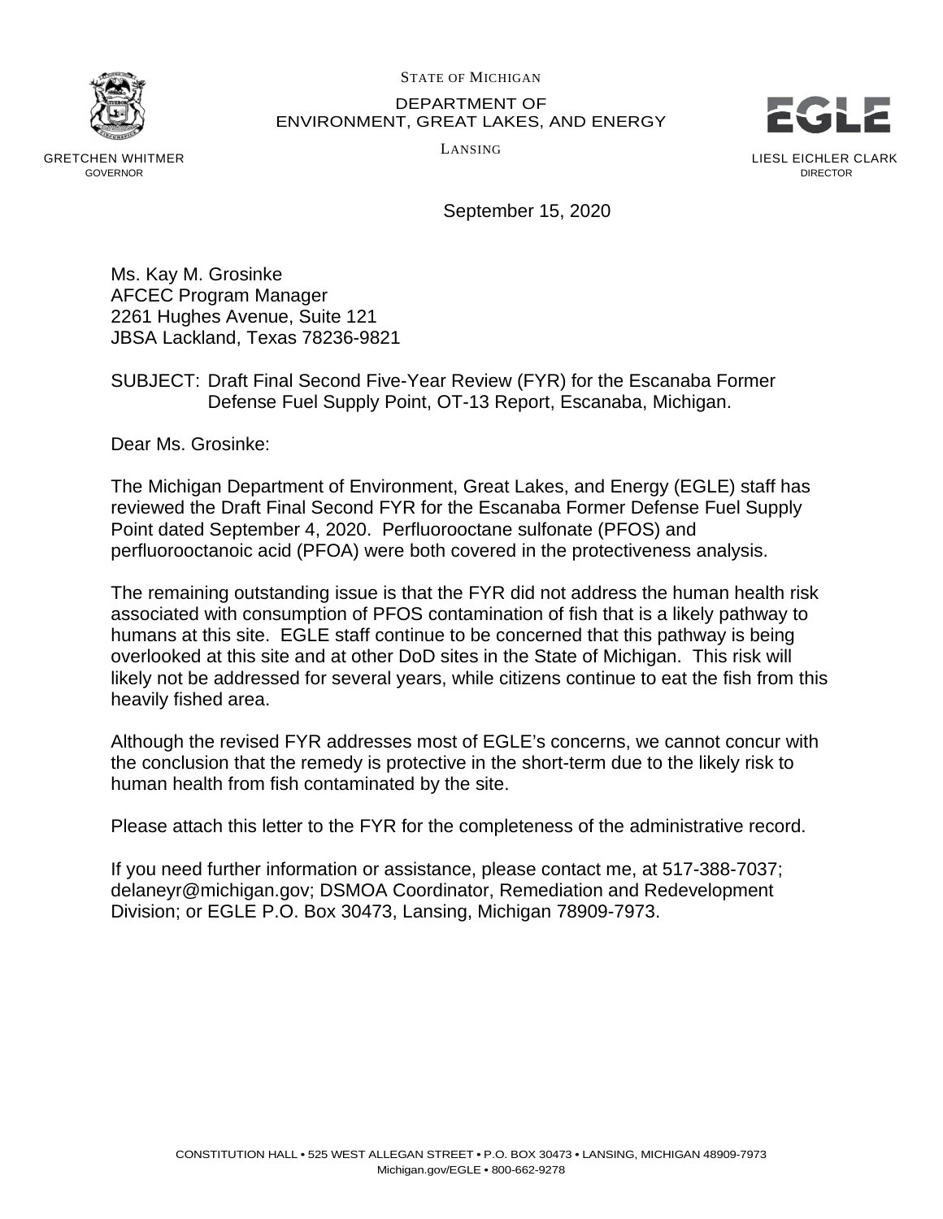STATE OF MICHIGAN

DEPARTMENT OF
ENVIRONMENT, GREAT LAKES, AND ENERGY

LANSING

GRETCHEN WHITMER
GOVERNOR

LIESL EICHLER CLARK
DIRECTOR

September 15, 2020

Ms. Kay M. Grosinke
AFCEC Program Manager
2261 Hughes Avenue, Suite 121
JBSA Lackland, Texas 78236-9821

SUBJECT: Draft Final Second Five-Year Review (FYR) for the Escanaba Former Defense Fuel Supply Point, OT-13 Report, Escanaba, Michigan.

Dear Ms. Grosinke:

The Michigan Department of Environment, Great Lakes, and Energy (EGLE) staff has reviewed the Draft Final Second FYR for the Escanaba Former Defense Fuel Supply Point dated September 4, 2020. Perfluorooctane sulfonate (PFOS) and perfluorooctanoic acid (PFOA) were both covered in the protectiveness analysis.

The remaining outstanding issue is that the FYR did not address the human health risk associated with consumption of PFOS contamination of fish that is a likely pathway to humans at this site. EGLE staff continue to be concerned that this pathway is being overlooked at this site and at other DoD sites in the State of Michigan. This risk will likely not be addressed for several years, while citizens continue to eat the fish from this heavily fished area.

Although the revised FYR addresses most of EGLE's concerns, we cannot concur with the conclusion that the remedy is protective in the short-term due to the likely risk to human health from fish contaminated by the site.

Please attach this letter to the FYR for the completeness of the administrative record.

If you need further information or assistance, please contact me, at 517-388-7037; delaneyr@michigan.gov; DSMOA Coordinator, Remediation and Redevelopment Division; or EGLE P.O. Box 30473, Lansing, Michigan 78909-7973.

CONSTITUTION HALL • 525 WEST ALLEGAN STREET • P.O. BOX 30473 • LANSING, MICHIGAN 48909-7973
Michigan.gov/EGLE • 800-662-9278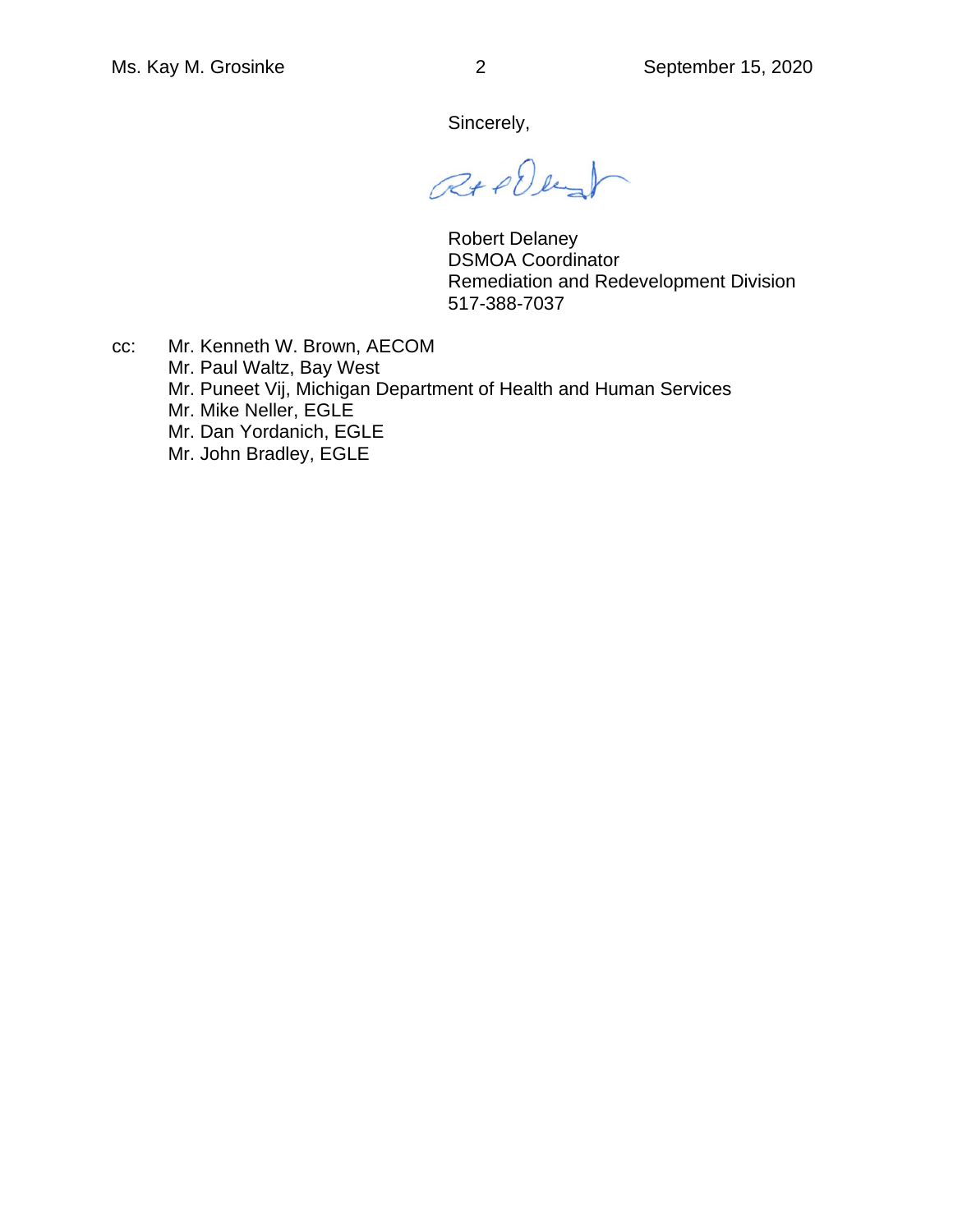Sincerely,

Robert Delaney
DSMOA Coordinator
Remediation and Redevelopment Division
517-388-7037

cc: Mr. Kenneth W. Brown, AECOM
Mr. Paul Waltz, Bay West
Mr. Puneet Vij, Michigan Department of Health and Human Services
Mr. Mike Neller, EGLE
Mr. Dan Yordanich, EGLE
Mr. John Bradley, EGLE